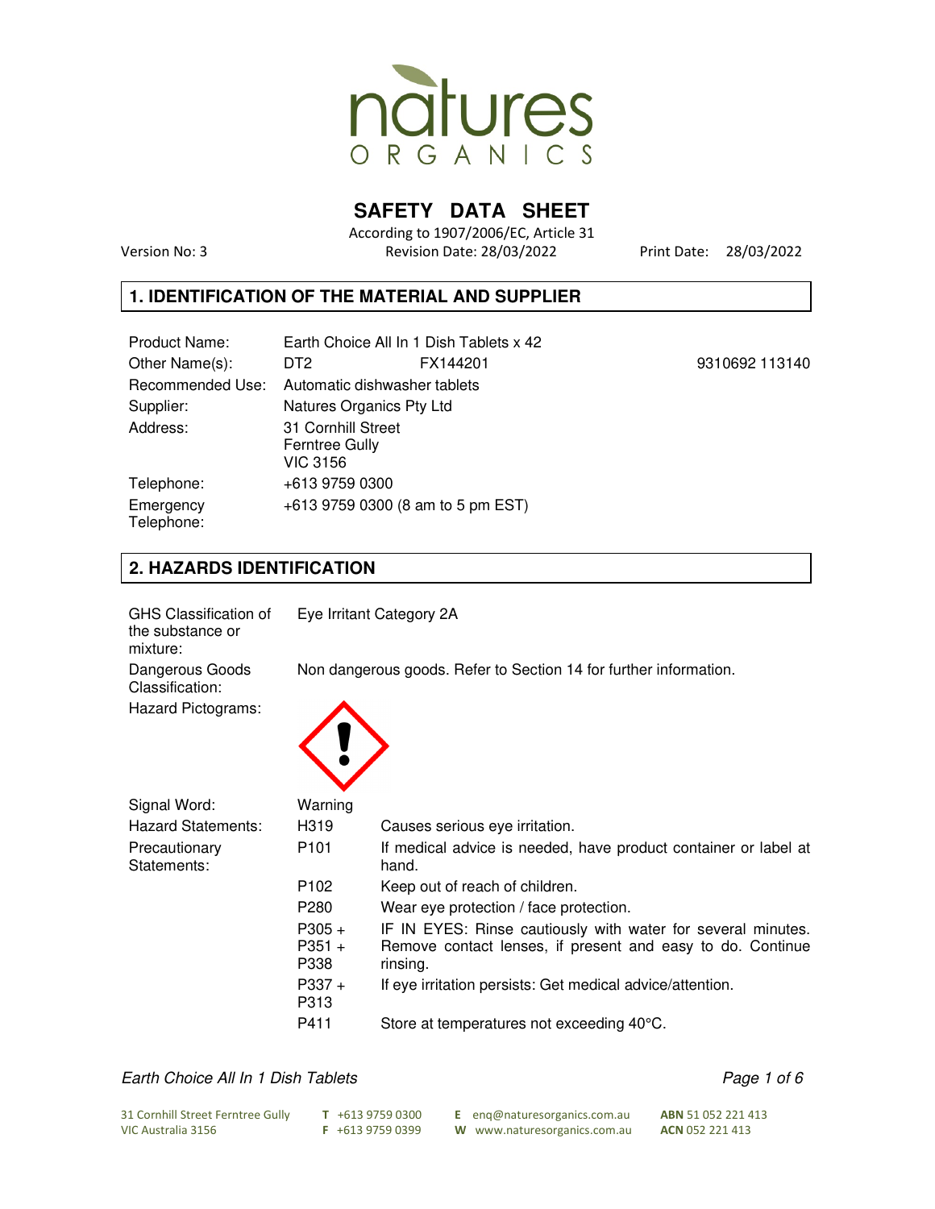# SAFETY DATA SHEET

According to 1907/2006/EC, Article 31

Version No: 3 | Revision Date: 28/03/2022 | Print Date: 28/03/2022

## 1. IDENTIFICATION OF THE MATERIAL AND SUPPLIER

| | | | |
|---|---|---|---|
| Product Name: | Earth Choice All In 1 Dish Tablets x 42 | | |
| Other Name(s): | DT2 | FX144201 | 9310692 113140 |
| Recommended Use: | Automatic dishwasher tablets | | |
| Supplier: | Natures Organics Pty Ltd | | |
| Address: | 31 Cornhill Street<br>Ferntree Gully<br>VIC 3156 | | |
| Telephone: | +613 9759 0300 | | |
| Emergency Telephone: | +613 9759 0300 (8 am to 5 pm EST) | | |

## 2. HAZARDS IDENTIFICATION

| | | |
|---|---|---|
| GHS Classification of the substance or mixture: | Eye Irritant Category 2A | |
| Dangerous Goods Classification: | Non dangerous goods. Refer to Section 14 for further information. | |
| Hazard Pictograms: | | |
| Signal Word: | Warning | |
| Hazard Statements: | H319 | Causes serious eye irritation. |
| Precautionary Statements: | P101 | If medical advice is needed, have product container or label at hand. |
| | P102 | Keep out of reach of children. |
| | P280 | Wear eye protection / face protection. |
| | P305 + P351 + P338 | IF IN EYES: Rinse cautiously with water for several minutes. Remove contact lenses, if present and easy to do. Continue rinsing. |
| | P337 + P313 | If eye irritation persists: Get medical advice/attention. |
| | P411 | Store at temperatures not exceeding 40°C. |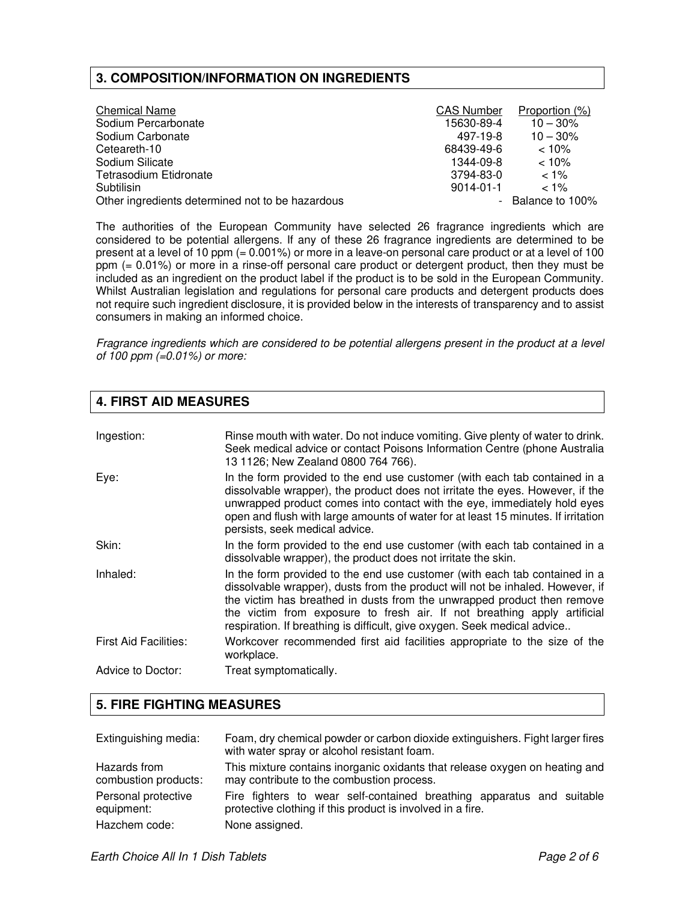## 3. COMPOSITION/INFORMATION ON INGREDIENTS

| Chemical Name | CAS Number | Proportion (%) |
| --- | --- | --- |
| Sodium Percarbonate | 15630-89-4 | 10 – 30% |
| Sodium Carbonate | 497-19-8 | 10 – 30% |
| Ceteareth-10 | 68439-49-6 | < 10% |
| Sodium Silicate | 1344-09-8 | < 10% |
| Tetrasodium Etidronate | 3794-83-0 | < 1% |
| Subtilisin | 9014-01-1 | < 1% |
| Other ingredients determined not to be hazardous | - | Balance to 100% |

The authorities of the European Community have selected 26 fragrance ingredients which are considered to be potential allergens. If any of these 26 fragrance ingredients are determined to be present at a level of 10 ppm (= 0.001%) or more in a leave-on personal care product or at a level of 100 ppm (= 0.01%) or more in a rinse-off personal care product or detergent product, then they must be included as an ingredient on the product label if the product is to be sold in the European Community. Whilst Australian legislation and regulations for personal care products and detergent products does not require such ingredient disclosure, it is provided below in the interests of transparency and to assist consumers in making an informed choice.

*Fragrance ingredients which are considered to be potential allergens present in the product at a level of 100 ppm (=0.01%) or more:*

## 4. FIRST AID MEASURES

| | |
| --- | --- |
| Ingestion: | Rinse mouth with water. Do not induce vomiting. Give plenty of water to drink. Seek medical advice or contact Poisons Information Centre (phone Australia 13 1126; New Zealand 0800 764 766). |
| Eye: | In the form provided to the end use customer (with each tab contained in a dissolvable wrapper), the product does not irritate the eyes. However, if the unwrapped product comes into contact with the eye, immediately hold eyes open and flush with large amounts of water for at least 15 minutes. If irritation persists, seek medical advice. |
| Skin: | In the form provided to the end use customer (with each tab contained in a dissolvable wrapper), the product does not irritate the skin. |
| Inhaled: | In the form provided to the end use customer (with each tab contained in a dissolvable wrapper), dusts from the product will not be inhaled. However, if the victim has breathed in dusts from the unwrapped product then remove the victim from exposure to fresh air. If not breathing apply artificial respiration. If breathing is difficult, give oxygen. Seek medical advice.. |
| First Aid Facilities: | Workcover recommended first aid facilities appropriate to the size of the workplace. |
| Advice to Doctor: | Treat symptomatically. |

## 5. FIRE FIGHTING MEASURES

| | |
| --- | --- |
| Extinguishing media: | Foam, dry chemical powder or carbon dioxide extinguishers. Fight larger fires with water spray or alcohol resistant foam. |
| Hazards from combustion products: | This mixture contains inorganic oxidants that release oxygen on heating and may contribute to the combustion process. |
| Personal protective equipment: | Fire fighters to wear self-contained breathing apparatus and suitable protective clothing if this product is involved in a fire. |
| Hazchem code: | None assigned. |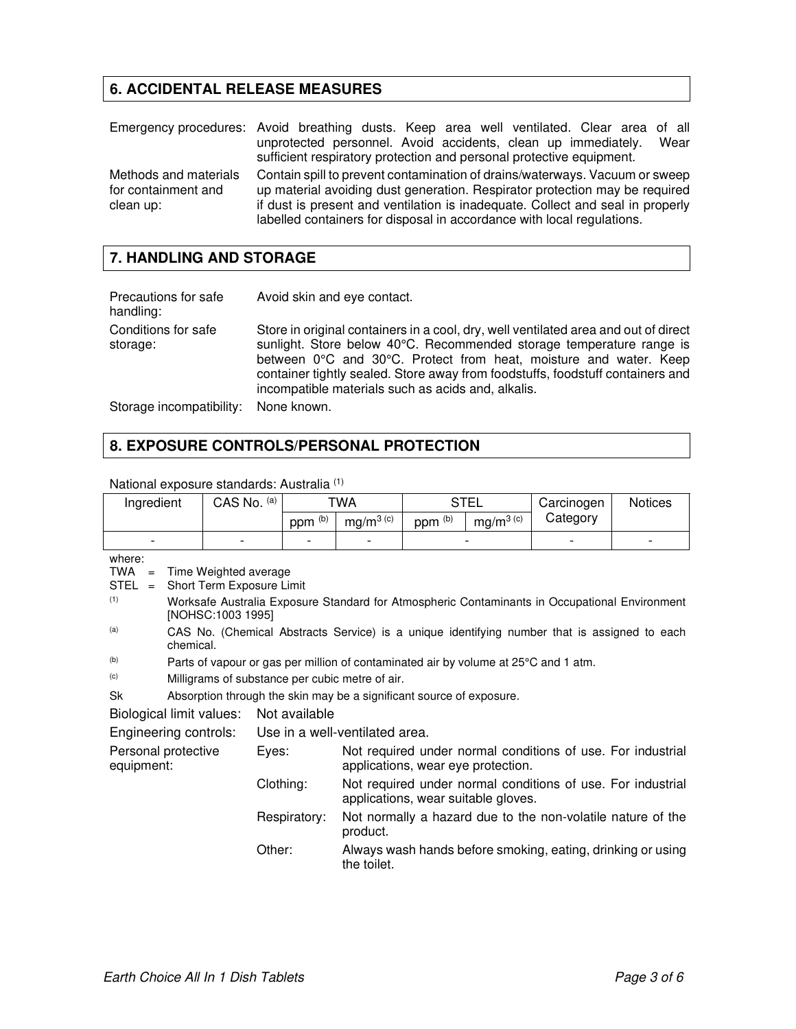## 6. ACCIDENTAL RELEASE MEASURES

Emergency procedures: Avoid breathing dusts. Keep area well ventilated. Clear area of all unprotected personnel. Avoid accidents, clean up immediately. Wear sufficient respiratory protection and personal protective equipment.

Methods and materials for containment and clean up: Contain spill to prevent contamination of drains/waterways. Vacuum or sweep up material avoiding dust generation. Respirator protection may be required if dust is present and ventilation is inadequate. Collect and seal in properly labelled containers for disposal in accordance with local regulations.

## 7. HANDLING AND STORAGE

Precautions for safe handling: Avoid skin and eye contact.

Conditions for safe storage: Store in original containers in a cool, dry, well ventilated area and out of direct sunlight. Store below 40°C. Recommended storage temperature range is between 0°C and 30°C. Protect from heat, moisture and water. Keep container tightly sealed. Store away from foodstuffs, foodstuff containers and incompatible materials such as acids and, alkalis.

Storage incompatibility: None known.

## 8. EXPOSURE CONTROLS/PERSONAL PROTECTION

National exposure standards: Australia [1]

| Ingredient | CAS No. [a] | TWA | | STEL | | Carcinogen Category | Notices |
|---|---|---|---|---|---|---|---|
| | | ppm [b] | $mg/m^3$ [c] | ppm [b] | $mg/m^3$ [c] | | |
| - | - | - | - | - | | - | - |

where:

TWA = Time Weighted average

STEL = Short Term Exposure Limit

[1] Worksafe Australia Exposure Standard for Atmospheric Contaminants in Occupational Environment [NOHSC:1003 1995]

[a] CAS No. (Chemical Abstracts Service) is a unique identifying number that is assigned to each chemical.

[b] Parts of vapour or gas per million of contaminated air by volume at 25°C and 1 atm.

[c] Milligrams of substance per cubic metre of air.

Sk Absorption through the skin may be a significant source of exposure.

Biological limit values: Not available

Engineering controls: Use in a well-ventilated area.

Personal protective equipment:

- Eyes: Not required under normal conditions of use. For industrial applications, wear eye protection.
- Clothing: Not required under normal conditions of use. For industrial applications, wear suitable gloves.
- Respiratory: Not normally a hazard due to the non-volatile nature of the product.
- Other: Always wash hands before smoking, eating, drinking or using the toilet.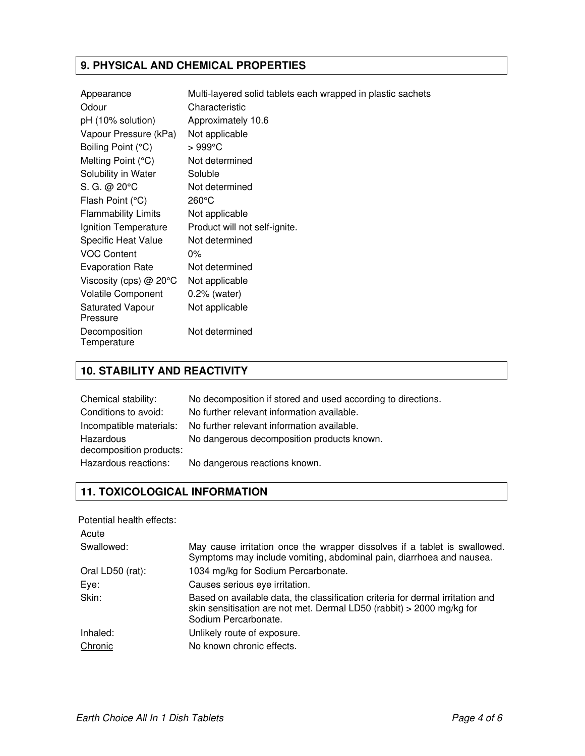## 9. PHYSICAL AND CHEMICAL PROPERTIES

| | |
|---|---|
| Appearance | Multi-layered solid tablets each wrapped in plastic sachets |
| Odour | Characteristic |
| pH (10% solution) | Approximately 10.6 |
| Vapour Pressure (kPa) | Not applicable |
| Boiling Point (°C) | > 999°C |
| Melting Point (°C) | Not determined |
| Solubility in Water | Soluble |
| S. G. @ 20°C | Not determined |
| Flash Point (°C) | 260°C |
| Flammability Limits | Not applicable |
| Ignition Temperature | Product will not self-ignite. |
| Specific Heat Value | Not determined |
| VOC Content | 0% |
| Evaporation Rate | Not determined |
| Viscosity (cps) @ 20°C | Not applicable |
| Volatile Component | 0.2% (water) |
| Saturated Vapour Pressure | Not applicable |
| Decomposition Temperature | Not determined |

## 10. STABILITY AND REACTIVITY

| | |
|---|---|
| Chemical stability: | No decomposition if stored and used according to directions. |
| Conditions to avoid: | No further relevant information available. |
| Incompatible materials: | No further relevant information available. |
| Hazardous decomposition products: | No dangerous decomposition products known. |
| Hazardous reactions: | No dangerous reactions known. |

## 11. TOXICOLOGICAL INFORMATION

Potential health effects:

| | |
|---|---|
| Acute | |
| Swallowed: | May cause irritation once the wrapper dissolves if a tablet is swallowed. Symptoms may include vomiting, abdominal pain, diarrhoea and nausea. |
| Oral LD50 (rat): | 1034 mg/kg for Sodium Percarbonate. |
| Eye: | Causes serious eye irritation. |
| Skin: | Based on available data, the classification criteria for dermal irritation and skin sensitisation are not met. Dermal LD50 (rabbit) > 2000 mg/kg for Sodium Percarbonate. |
| Inhaled: | Unlikely route of exposure. |
| Chronic | No known chronic effects. |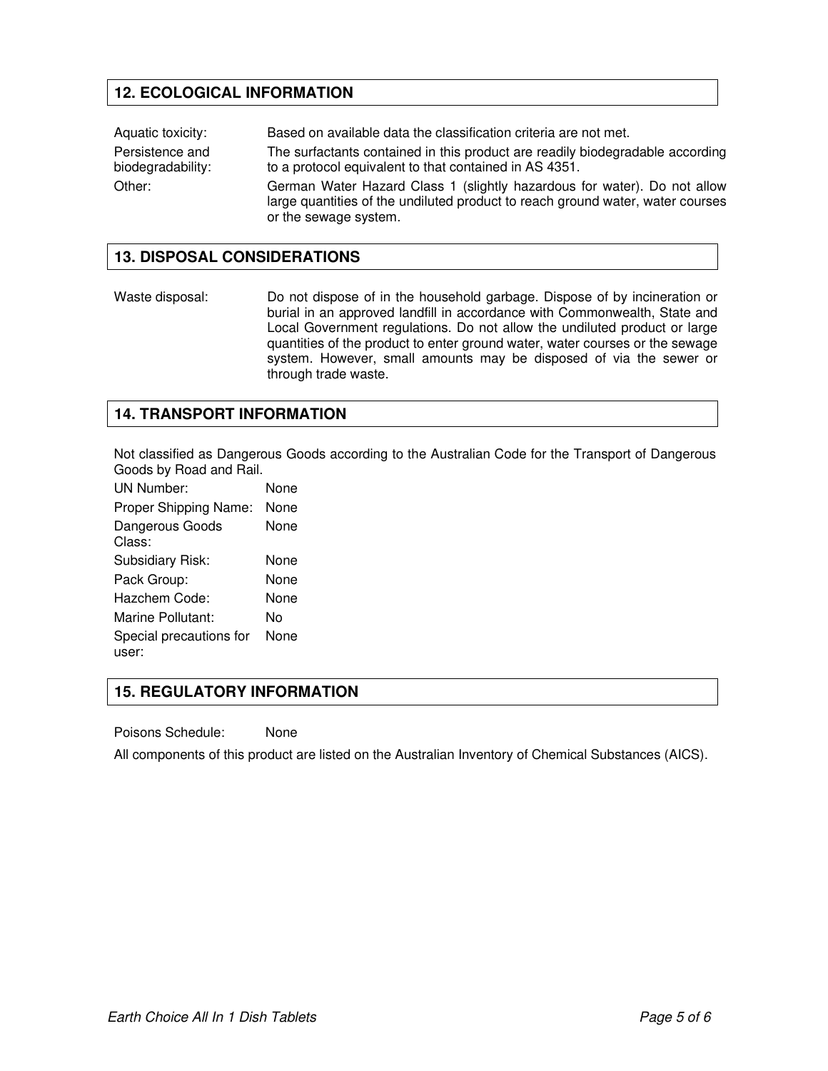## 12. ECOLOGICAL INFORMATION

| | |
|---|---|
| Aquatic toxicity: | Based on available data the classification criteria are not met. |
| Persistence and biodegradability: | The surfactants contained in this product are readily biodegradable according to a protocol equivalent to that contained in AS 4351. |
| Other: | German Water Hazard Class 1 (slightly hazardous for water). Do not allow large quantities of the undiluted product to reach ground water, water courses or the sewage system. |

## 13. DISPOSAL CONSIDERATIONS

| | |
|---|---|
| Waste disposal: | Do not dispose of in the household garbage. Dispose of by incineration or burial in an approved landfill in accordance with Commonwealth, State and Local Government regulations. Do not allow the undiluted product or large quantities of the product to enter ground water, water courses or the sewage system. However, small amounts may be disposed of via the sewer or through trade waste. |

## 14. TRANSPORT INFORMATION

Not classified as Dangerous Goods according to the Australian Code for the Transport of Dangerous Goods by Road and Rail.

| | |
|---|---|
| UN Number: | None |
| Proper Shipping Name: | None |
| Dangerous Goods Class: | None |
| Subsidiary Risk: | None |
| Pack Group: | None |
| Hazchem Code: | None |
| Marine Pollutant: | No |
| Special precautions for user: | None |

## 15. REGULATORY INFORMATION

Poisons Schedule: None

All components of this product are listed on the Australian Inventory of Chemical Substances (AICS).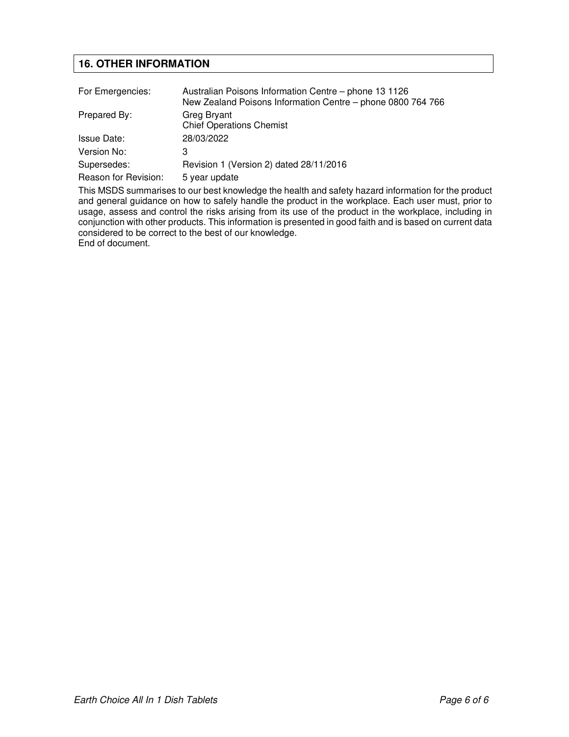## 16. OTHER INFORMATION

| | |
|---|---|
| For Emergencies: | Australian Poisons Information Centre – phone 13 1126<br>New Zealand Poisons Information Centre – phone 0800 764 766 |
| Prepared By: | Greg Bryant<br>Chief Operations Chemist |
| Issue Date: | 28/03/2022 |
| Version No: | 3 |
| Supersedes: | Revision 1 (Version 2) dated 28/11/2016 |
| Reason for Revision: | 5 year update |

This MSDS summarises to our best knowledge the health and safety hazard information for the product and general guidance on how to safely handle the product in the workplace. Each user must, prior to usage, assess and control the risks arising from its use of the product in the workplace, including in conjunction with other products. This information is presented in good faith and is based on current data considered to be correct to the best of our knowledge.

End of document.